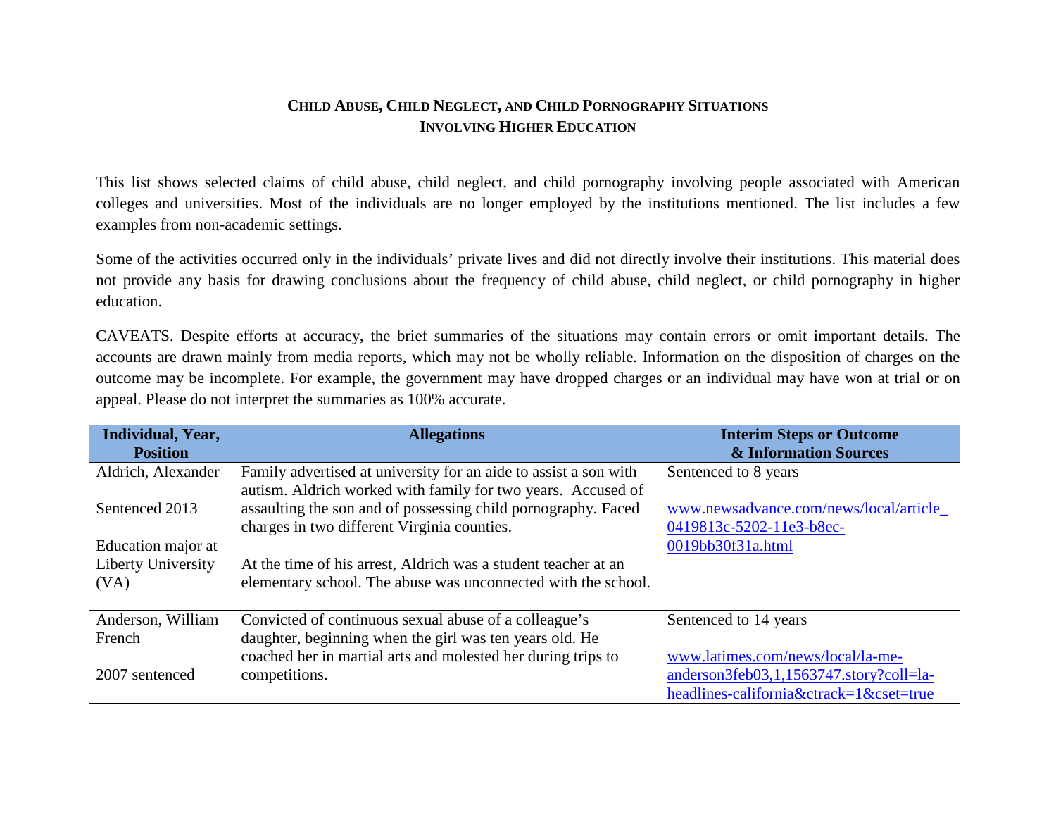## Child Abuse, Child Neglect, and Child Pornography Situations Involving Higher Education

This list shows selected claims of child abuse, child neglect, and child pornography involving people associated with American colleges and universities. Most of the individuals are no longer employed by the institutions mentioned. The list includes a few examples from non-academic settings.

Some of the activities occurred only in the individuals' private lives and did not directly involve their institutions. This material does not provide any basis for drawing conclusions about the frequency of child abuse, child neglect, or child pornography in higher education.

CAVEATS. Despite efforts at accuracy, the brief summaries of the situations may contain errors or omit important details. The accounts are drawn mainly from media reports, which may not be wholly reliable. Information on the disposition of charges on the outcome may be incomplete. For example, the government may have dropped charges or an individual may have won at trial or on appeal. Please do not interpret the summaries as 100% accurate.

| Individual, Year, Position | Allegations | Interim Steps or Outcome & Information Sources |
|---|---|---|
| Aldrich, Alexander<br><br>Sentenced 2013<br><br>Education major at Liberty University (VA) | Family advertised at university for an aide to assist a son with autism. Aldrich worked with family for two years. Accused of assaulting the son and of possessing child pornography. Faced charges in two different Virginia counties.<br><br>At the time of his arrest, Aldrich was a student teacher at an elementary school. The abuse was unconnected with the school. | Sentenced to 8 years<br><br>www.newsadvance.com/news/local/article_0419813c-5202-11e3-b8ec-0019bb30f31a.html |
| Anderson, William French<br><br>2007 sentenced | Convicted of continuous sexual abuse of a colleague's daughter, beginning when the girl was ten years old. He coached her in martial arts and molested her during trips to competitions. | Sentenced to 14 years<br><br>www.latimes.com/news/local/la-me-anderson3feb03,1,1563747.story?coll=la-headlines-california&ctrack=1&cset=true |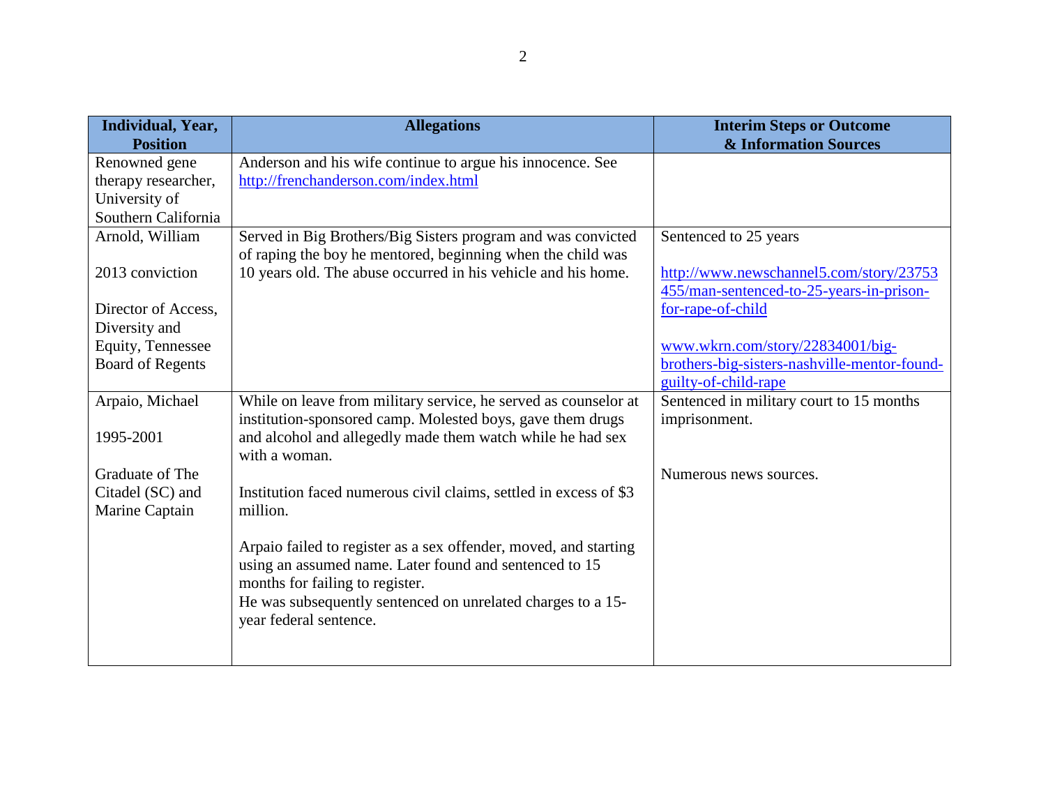| Individual, Year, Position | Allegations | Interim Steps or Outcome & Information Sources |
|---|---|---|
| Renowned gene therapy researcher, University of Southern California | Anderson and his wife continue to argue his innocence. See http://frenchanderson.com/index.html | |
| Arnold, William<br><br>2013 conviction<br><br>Director of Access, Diversity and Equity, Tennessee Board of Regents | Served in Big Brothers/Big Sisters program and was convicted of raping the boy he mentored, beginning when the child was 10 years old. The abuse occurred in his vehicle and his home. | Sentenced to 25 years<br><br>http://www.newschannel5.com/story/23753455/man-sentenced-to-25-years-in-prison-for-rape-of-child<br><br>www.wkrn.com/story/22834001/big-brothers-big-sisters-nashville-mentor-found-guilty-of-child-rape |
| Arpaio, Michael<br><br>1995-2001<br><br>Graduate of The Citadel (SC) and Marine Captain | While on leave from military service, he served as counselor at institution-sponsored camp. Molested boys, gave them drugs and alcohol and allegedly made them watch while he had sex with a woman.<br><br>Institution faced numerous civil claims, settled in excess of $3 million.<br><br>Arpaio failed to register as a sex offender, moved, and starting using an assumed name. Later found and sentenced to 15 months for failing to register.<br>He was subsequently sentenced on unrelated charges to a 15-year federal sentence. | Sentenced in military court to 15 months imprisonment.<br><br>Numerous news sources. |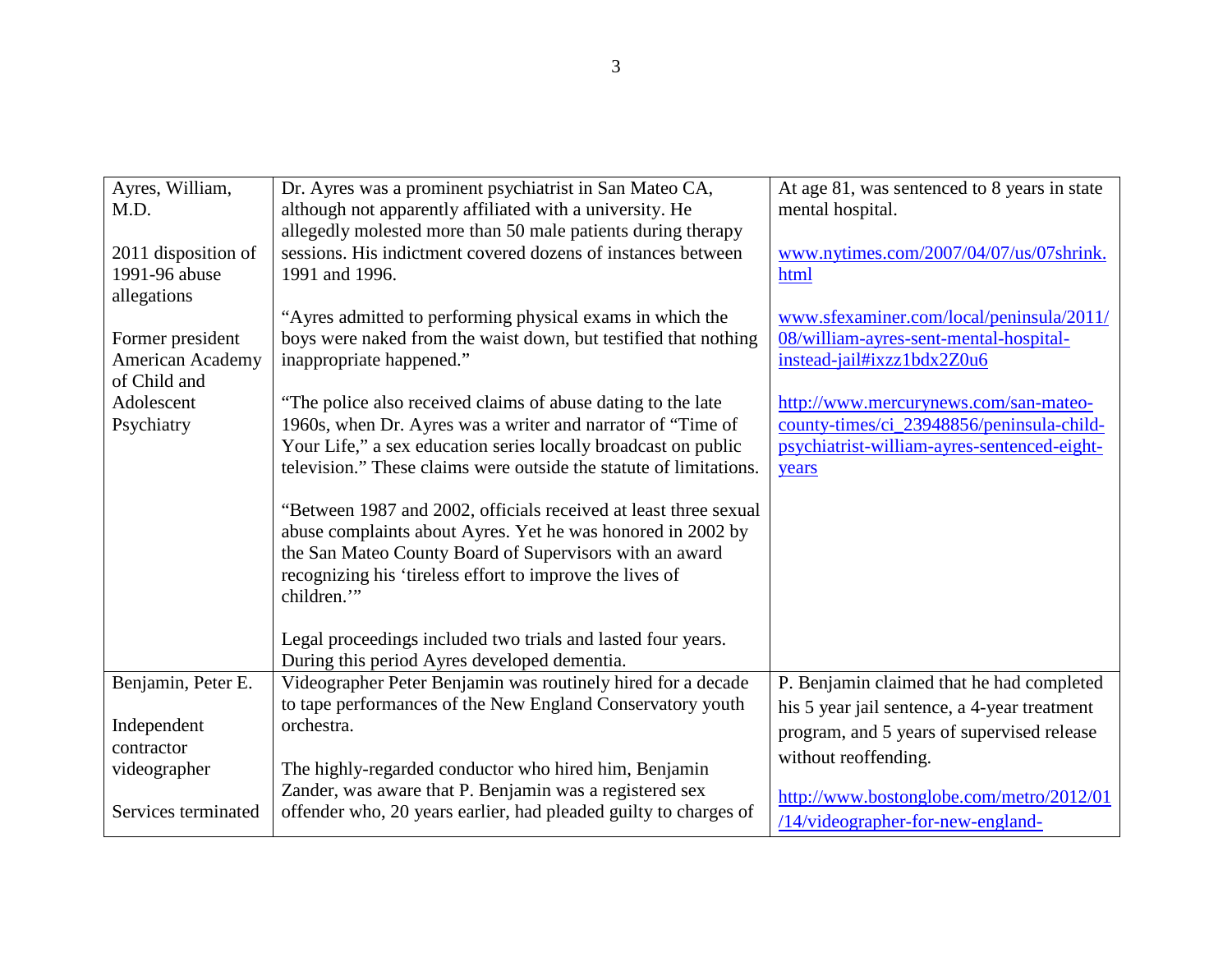| | | |
|---|---|---|
| Ayres, William, M.D.<br><br>2011 disposition of 1991-96 abuse allegations<br><br>Former president American Academy of Child and Adolescent Psychiatry | Dr. Ayres was a prominent psychiatrist in San Mateo CA, although not apparently affiliated with a university. He allegedly molested more than 50 male patients during therapy sessions. His indictment covered dozens of instances between 1991 and 1996.<br><br>"Ayres admitted to performing physical exams in which the boys were naked from the waist down, but testified that nothing inappropriate happened."<br><br>"The police also received claims of abuse dating to the late 1960s, when Dr. Ayres was a writer and narrator of "Time of Your Life," a sex education series locally broadcast on public television." These claims were outside the statute of limitations.<br><br>"Between 1987 and 2002, officials received at least three sexual abuse complaints about Ayres. Yet he was honored in 2002 by the San Mateo County Board of Supervisors with an award recognizing his 'tireless effort to improve the lives of children.'"<br><br>Legal proceedings included two trials and lasted four years. During this period Ayres developed dementia. | At age 81, was sentenced to 8 years in state mental hospital.<br><br>www.nytimes.com/2007/04/07/us/07shrink.html<br><br>www.sfexaminer.com/local/peninsula/2011/08/william-ayres-sent-mental-hospital-instead-jail#ixzz1bdx2Z0u6<br><br>http://www.mercurynews.com/san-mateo-county-times/ci_23948856/peninsula-child-psychiatrist-william-ayres-sentenced-eight-years |
| Benjamin, Peter E.<br><br>Independent contractor videographer<br><br>Services terminated | Videographer Peter Benjamin was routinely hired for a decade to tape performances of the New England Conservatory youth orchestra.<br><br>The highly-regarded conductor who hired him, Benjamin Zander, was aware that P. Benjamin was a registered sex offender who, 20 years earlier, had pleaded guilty to charges of | P. Benjamin claimed that he had completed his 5 year jail sentence, a 4-year treatment program, and 5 years of supervised release without reoffending.<br><br>http://www.bostonglobe.com/metro/2012/01/14/videographer-for-new-england- |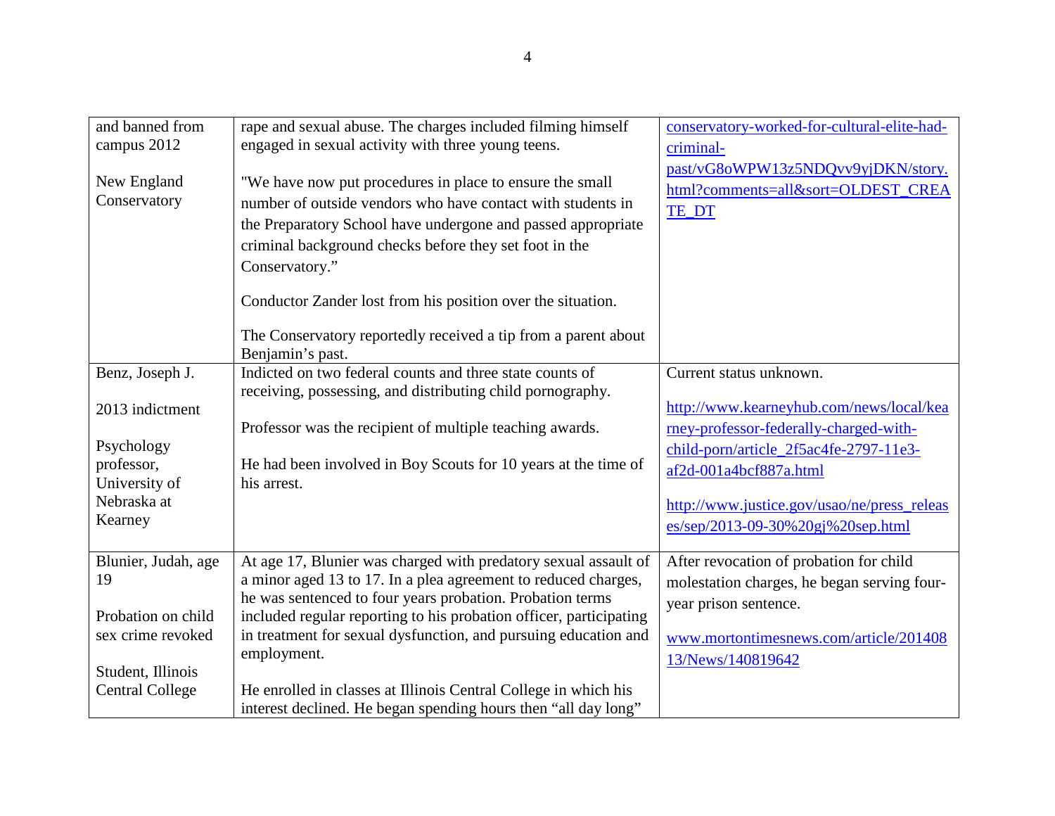| | | |
|---|---|---|
| and banned from campus 2012<br><br>New England Conservatory | rape and sexual abuse. The charges included filming himself engaged in sexual activity with three young teens.<br><br>"We have now put procedures in place to ensure the small number of outside vendors who have contact with students in the Preparatory School have undergone and passed appropriate criminal background checks before they set foot in the Conservatory."<br><br>Conductor Zander lost from his position over the situation.<br><br>The Conservatory reportedly received a tip from a parent about Benjamin's past. | conservatory-worked-for-cultural-elite-had-criminal-past/vG8oWPW13z5NDQvv9yjDKN/story.html?comments=all&sort=OLDEST_CREATE_DT |
| Benz, Joseph J.<br><br>2013 indictment<br><br>Psychology professor, University of Nebraska at Kearney | Indicted on two federal counts and three state counts of receiving, possessing, and distributing child pornography.<br><br>Professor was the recipient of multiple teaching awards.<br><br>He had been involved in Boy Scouts for 10 years at the time of his arrest. | Current status unknown.<br><br>http://www.kearneyhub.com/news/local/kearney-professor-federally-charged-with-child-porn/article_2f5ac4fe-2797-11e3-af2d-001a4bcf887a.html<br><br>http://www.justice.gov/usao/ne/press_releases/sep/2013-09-30%20gj%20sep.html |
| Blunier, Judah, age 19<br><br>Probation on child sex crime revoked<br><br>Student, Illinois Central College | At age 17, Blunier was charged with predatory sexual assault of a minor aged 13 to 17. In a plea agreement to reduced charges, he was sentenced to four years probation. Probation terms included regular reporting to his probation officer, participating in treatment for sexual dysfunction, and pursuing education and employment.<br><br>He enrolled in classes at Illinois Central College in which his interest declined. He began spending hours then "all day long" | After revocation of probation for child molestation charges, he began serving four-year prison sentence.<br><br>www.mortontimesnews.com/article/20140813/News/140819642 |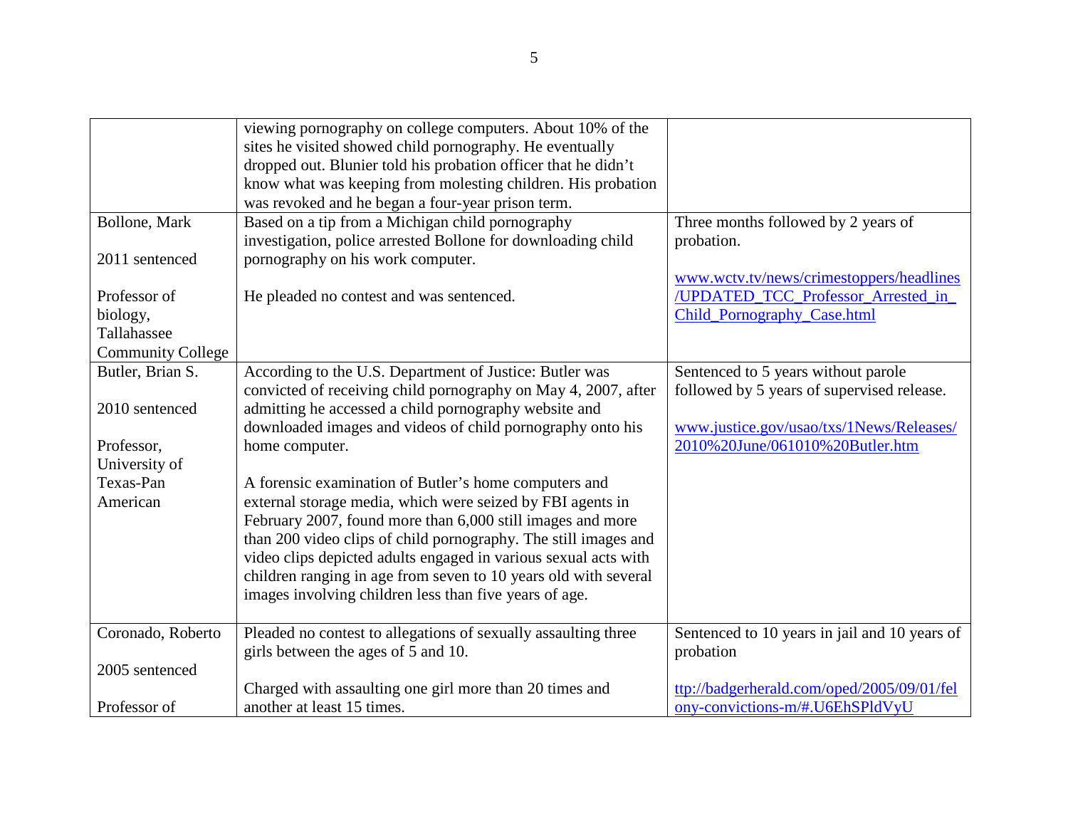| | | |
|---|---|---|
| | viewing pornography on college computers. About 10% of the sites he visited showed child pornography. He eventually dropped out. Blunier told his probation officer that he didn't know what was keeping from molesting children. His probation was revoked and he began a four-year prison term. | |
| Bollone, Mark<br><br>2011 sentenced<br><br>Professor of biology, Tallahassee Community College | Based on a tip from a Michigan child pornography investigation, police arrested Bollone for downloading child pornography on his work computer.<br><br>He pleaded no contest and was sentenced. | Three months followed by 2 years of probation.<br><br>www.wctv.tv/news/crimestoppers/headlines/UPDATED_TCC_Professor_Arrested_in_Child_Pornography_Case.html |
| Butler, Brian S.<br><br>2010 sentenced<br><br>Professor, University of Texas-Pan American | According to the U.S. Department of Justice: Butler was convicted of receiving child pornography on May 4, 2007, after admitting he accessed a child pornography website and downloaded images and videos of child pornography onto his home computer.<br><br>A forensic examination of Butler's home computers and external storage media, which were seized by FBI agents in February 2007, found more than 6,000 still images and more than 200 video clips of child pornography. The still images and video clips depicted adults engaged in various sexual acts with children ranging in age from seven to 10 years old with several images involving children less than five years of age. | Sentenced to 5 years without parole followed by 5 years of supervised release.<br><br>www.justice.gov/usao/txs/1News/Releases/2010%20June/061010%20Butler.htm |
| Coronado, Roberto<br><br>2005 sentenced<br><br>Professor of | Pleaded no contest to allegations of sexually assaulting three girls between the ages of 5 and 10.<br><br>Charged with assaulting one girl more than 20 times and another at least 15 times. | Sentenced to 10 years in jail and 10 years of probation<br><br>ttp://badgerherald.com/oped/2005/09/01/felony-convictions-m/#.U6EhSPldVyU |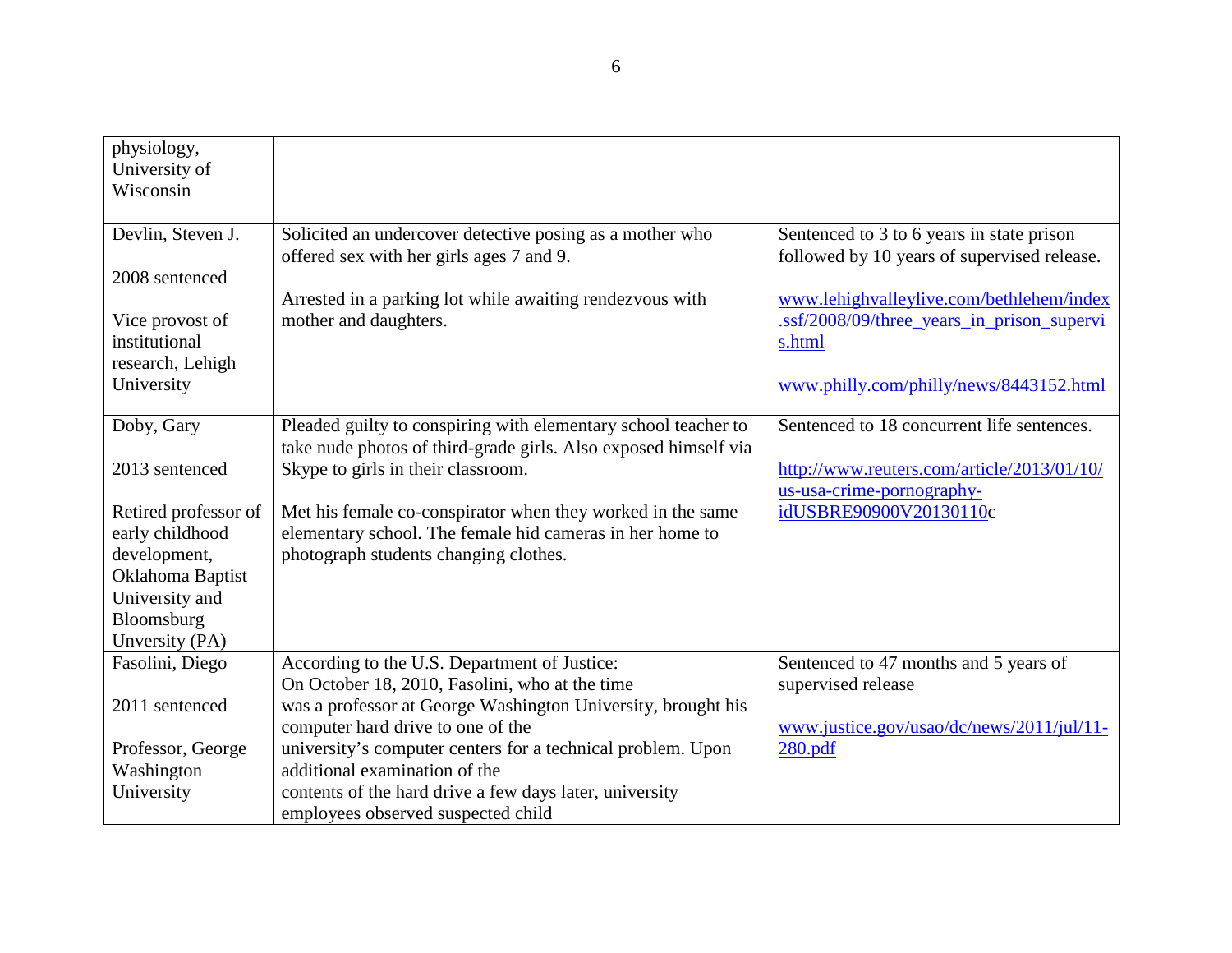| | | |
|---|---|---|
| physiology, University of Wisconsin | | |
| Devlin, Steven J.<br><br>2008 sentenced<br><br>Vice provost of institutional research, Lehigh University | Solicited an undercover detective posing as a mother who offered sex with her girls ages 7 and 9.<br><br>Arrested in a parking lot while awaiting rendezvous with mother and daughters. | Sentenced to 3 to 6 years in state prison followed by 10 years of supervised release.<br><br>www.lehighvalleylive.com/bethlehem/index.ssf/2008/09/three_years_in_prison_supervis.html<br><br>www.philly.com/philly/news/8443152.html |
| Doby, Gary<br><br>2013 sentenced<br><br>Retired professor of early childhood development, Oklahoma Baptist University and Bloomsburg Unversity (PA) | Pleaded guilty to conspiring with elementary school teacher to take nude photos of third-grade girls. Also exposed himself via Skype to girls in their classroom.<br><br>Met his female co-conspirator when they worked in the same elementary school. The female hid cameras in her home to photograph students changing clothes. | Sentenced to 18 concurrent life sentences.<br><br>http://www.reuters.com/article/2013/01/10/us-usa-crime-pornography-idUSBRE90900V20130110c |
| Fasolini, Diego<br><br>2011 sentenced<br><br>Professor, George Washington University | According to the U.S. Department of Justice:<br>On October 18, 2010, Fasolini, who at the time was a professor at George Washington University, brought his computer hard drive to one of the university's computer centers for a technical problem. Upon additional examination of the contents of the hard drive a few days later, university employees observed suspected child | Sentenced to 47 months and 5 years of supervised release<br><br>www.justice.gov/usao/dc/news/2011/jul/11-280.pdf |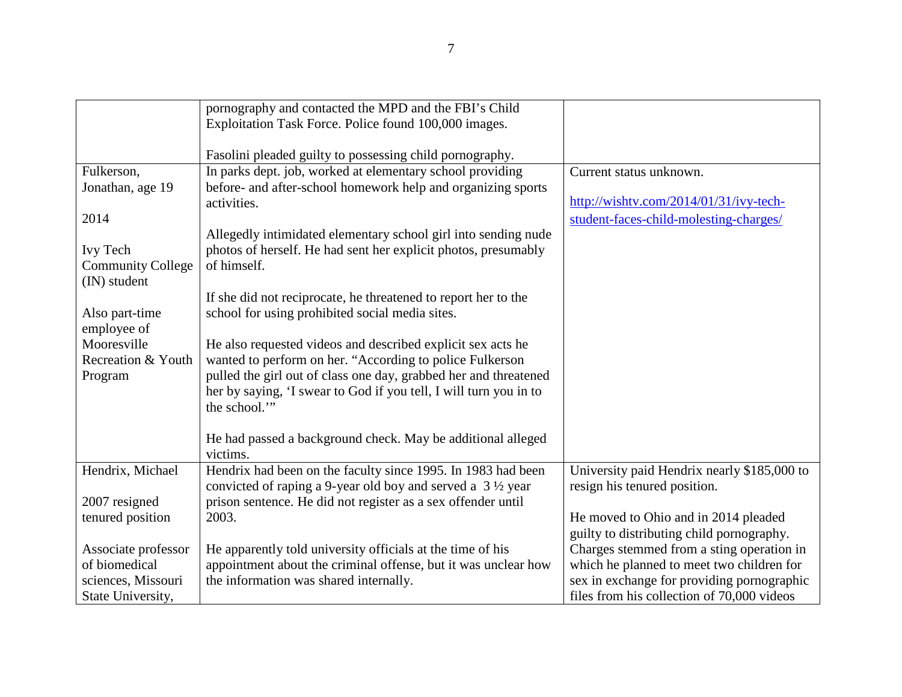| | | |
|---|---|---|
| | pornography and contacted the MPD and the FBI's Child Exploitation Task Force. Police found 100,000 images.<br><br>Fasolini pleaded guilty to possessing child pornography. | |
| Fulkerson, Jonathan, age 19<br><br>2014<br><br>Ivy Tech Community College (IN) student<br><br>Also part-time employee of Mooresville Recreation & Youth Program | In parks dept. job, worked at elementary school providing before- and after-school homework help and organizing sports activities.<br><br>Allegedly intimidated elementary school girl into sending nude photos of herself. He had sent her explicit photos, presumably of himself.<br><br>If she did not reciprocate, he threatened to report her to the school for using prohibited social media sites.<br><br>He also requested videos and described explicit sex acts he wanted to perform on her. "According to police Fulkerson pulled the girl out of class one day, grabbed her and threatened her by saying, 'I swear to God if you tell, I will turn you in to the school.'"<br><br>He had passed a background check. May be additional alleged victims. | Current status unknown.<br><br>http://wishtv.com/2014/01/31/ivy-tech-student-faces-child-molesting-charges/ |
| Hendrix, Michael<br><br>2007 resigned tenured position<br><br>Associate professor of biomedical sciences, Missouri State University, | Hendrix had been on the faculty since 1995. In 1983 had been convicted of raping a 9-year old boy and served a 3 ½ year prison sentence. He did not register as a sex offender until 2003.<br><br>He apparently told university officials at the time of his appointment about the criminal offense, but it was unclear how the information was shared internally. | University paid Hendrix nearly $185,000 to resign his tenured position.<br><br>He moved to Ohio and in 2014 pleaded guilty to distributing child pornography. Charges stemmed from a sting operation in which he planned to meet two children for sex in exchange for providing pornographic files from his collection of 70,000 videos |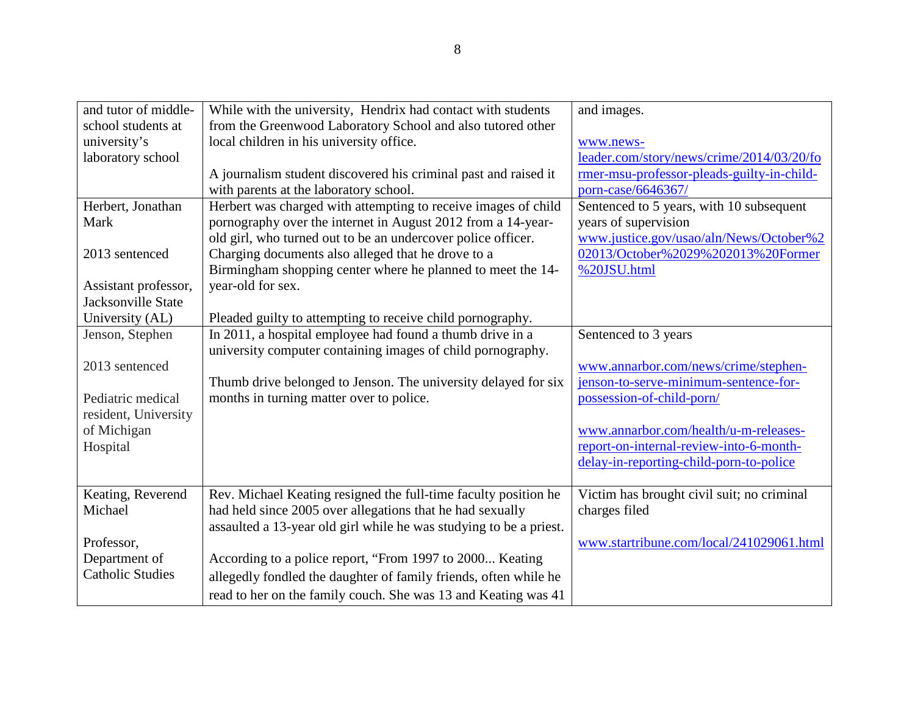| | | |
|---|---|---|
| and tutor of middle-school students at university's laboratory school | While with the university, Hendrix had contact with students from the Greenwood Laboratory School and also tutored other local children in his university office.<br><br>A journalism student discovered his criminal past and raised it with parents at the laboratory school. | and images.<br><br>[www.news-leader.com/story/news/crime/2014/03/20/former-msu-professor-pleads-guilty-in-child-porn-case/6646367/](www.news-leader.com/story/news/crime/2014/03/20/former-msu-professor-pleads-guilty-in-child-porn-case/6646367/) |
| Herbert, Jonathan Mark<br><br>2013 sentenced<br><br>Assistant professor, Jacksonville State University (AL) | Herbert was charged with attempting to receive images of child pornography over the internet in August 2012 from a 14-year-old girl, who turned out to be an undercover police officer. Charging documents also alleged that he drove to a Birmingham shopping center where he planned to meet the 14-year-old for sex.<br><br>Pleaded guilty to attempting to receive child pornography. | Sentenced to 5 years, with 10 subsequent years of supervision<br>[www.justice.gov/usao/aln/News/October%202013/October%2029%202013%20Former%20JSU.html](www.justice.gov/usao/aln/News/October%202013/October%2029%202013%20Former%20JSU.html) |
| Jenson, Stephen<br><br>2013 sentenced<br><br>Pediatric medical resident, University of Michigan Hospital | In 2011, a hospital employee had found a thumb drive in a university computer containing images of child pornography.<br><br>Thumb drive belonged to Jenson. The university delayed for six months in turning matter over to police. | Sentenced to 3 years<br><br>[www.annarbor.com/news/crime/stephen-jenson-to-serve-minimum-sentence-for-possession-of-child-porn/](www.annarbor.com/news/crime/stephen-jenson-to-serve-minimum-sentence-for-possession-of-child-porn/)<br><br>[www.annarbor.com/health/u-m-releases-report-on-internal-review-into-6-month-delay-in-reporting-child-porn-to-police](www.annarbor.com/health/u-m-releases-report-on-internal-review-into-6-month-delay-in-reporting-child-porn-to-police) |
| Keating, Reverend Michael<br><br>Professor, Department of Catholic Studies | Rev. Michael Keating resigned the full-time faculty position he had held since 2005 over allegations that he had sexually assaulted a 13-year old girl while he was studying to be a priest.<br><br>According to a police report, "From 1997 to 2000... Keating allegedly fondled the daughter of family friends, often while he read to her on the family couch. She was 13 and Keating was 41 | Victim has brought civil suit; no criminal charges filed<br><br>[www.startribune.com/local/241029061.html](www.startribune.com/local/241029061.html) |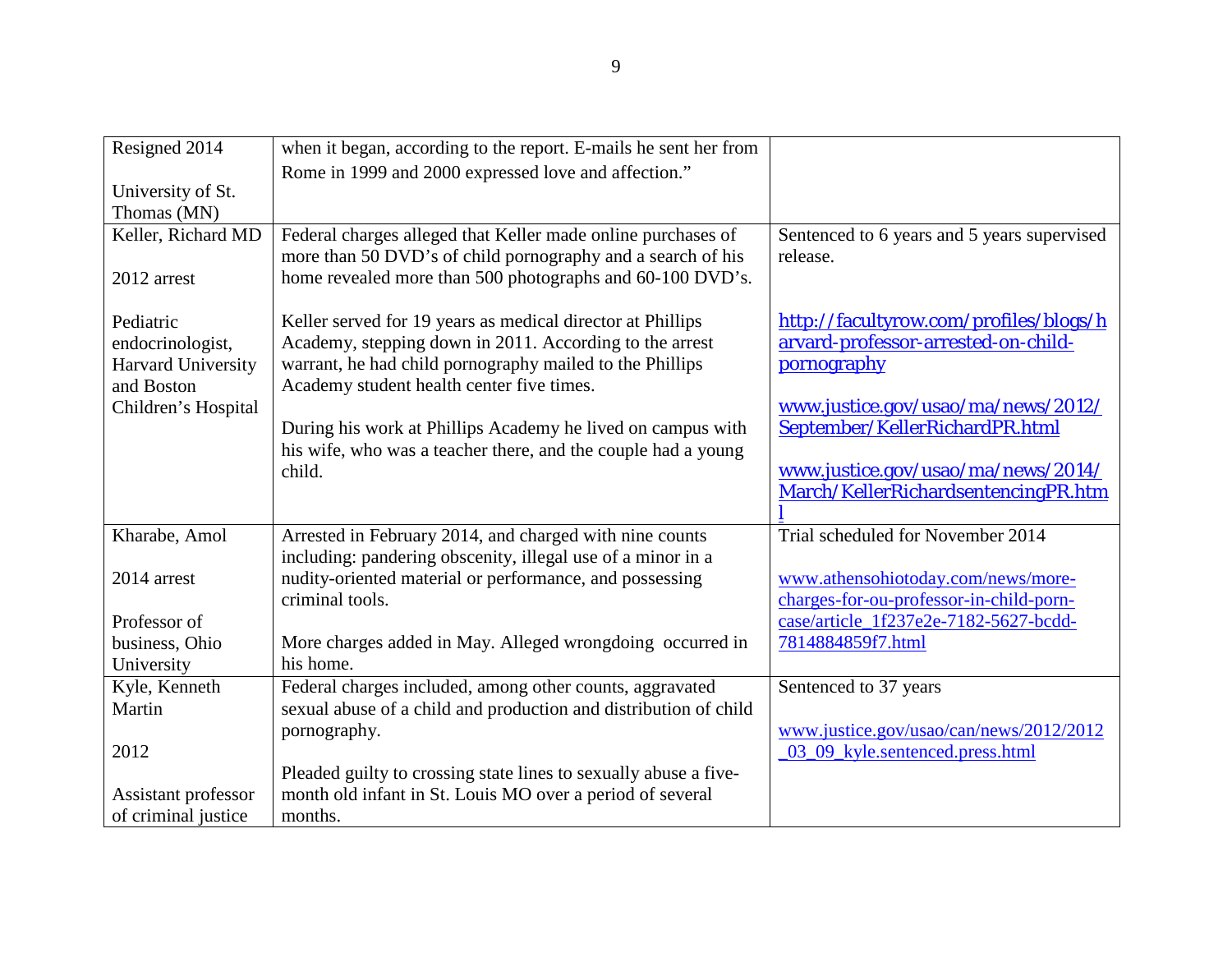| | | |
|---|---|---|
| Resigned 2014<br><br>University of St. Thomas (MN) | when it began, according to the report. E-mails he sent her from Rome in 1999 and 2000 expressed love and affection." | |
| Keller, Richard MD<br><br>2012 arrest<br><br>Pediatric endocrinologist, Harvard University and Boston Children's Hospital | Federal charges alleged that Keller made online purchases of more than 50 DVD's of child pornography and a search of his home revealed more than 500 photographs and 60-100 DVD's.<br><br>Keller served for 19 years as medical director at Phillips Academy, stepping down in 2011. According to the arrest warrant, he had child pornography mailed to the Phillips Academy student health center five times.<br><br>During his work at Phillips Academy he lived on campus with his wife, who was a teacher there, and the couple had a young child. | Sentenced to 6 years and 5 years supervised release.<br><br>http://facultyrow.com/profiles/blogs/harvard-professor-arrested-on-child-pornography<br><br>www.justice.gov/usao/ma/news/2012/September/KellerRichardPR.html<br><br>www.justice.gov/usao/ma/news/2014/March/KellerRichardsentencingPR.html |
| Kharabe, Amol<br><br>2014 arrest<br><br>Professor of business, Ohio University | Arrested in February 2014, and charged with nine counts including: pandering obscenity, illegal use of a minor in a nudity-oriented material or performance, and possessing criminal tools.<br><br>More charges added in May. Alleged wrongdoing occurred in his home. | Trial scheduled for November 2014<br><br>www.athensohiotoday.com/news/more-charges-for-ou-professor-in-child-porn-case/article_1f237e2e-7182-5627-bcdd-7814884859f7.html |
| Kyle, Kenneth Martin<br><br>2012<br><br>Assistant professor of criminal justice | Federal charges included, among other counts, aggravated sexual abuse of a child and production and distribution of child pornography.<br><br>Pleaded guilty to crossing state lines to sexually abuse a five-month old infant in St. Louis MO over a period of several months. | Sentenced to 37 years<br><br>www.justice.gov/usao/can/news/2012/2012_03_09_kyle.sentenced.press.html |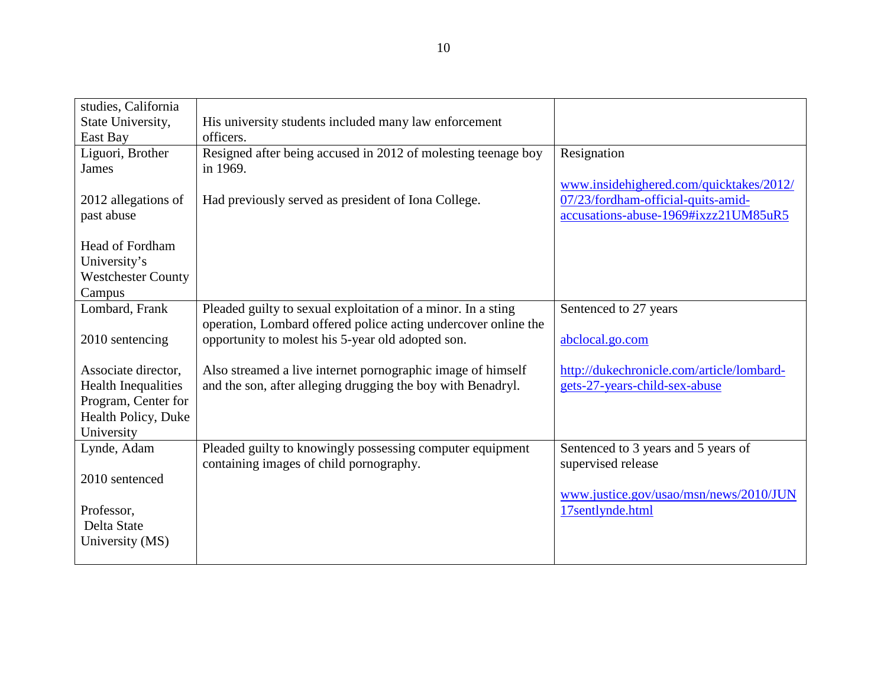| | | |
|---|---|---|
| studies, California State University, East Bay | His university students included many law enforcement officers. | |
| Liguori, Brother James<br><br>2012 allegations of past abuse<br><br>Head of Fordham University's Westchester County Campus | Resigned after being accused in 2012 of molesting teenage boy in 1969.<br><br>Had previously served as president of Iona College. | Resignation<br><br>www.insidehighered.com/quicktakes/2012/07/23/fordham-official-quits-amid-accusations-abuse-1969#ixzz21UM85uR5 |
| Lombard, Frank<br><br>2010 sentencing<br><br>Associate director, Health Inequalities Program, Center for Health Policy, Duke University | Pleaded guilty to sexual exploitation of a minor. In a sting operation, Lombard offered police acting undercover online the opportunity to molest his 5-year old adopted son.<br><br>Also streamed a live internet pornographic image of himself and the son, after alleging drugging the boy with Benadryl. | Sentenced to 27 years<br><br>abclocal.go.com<br><br>http://dukechronicle.com/article/lombard-gets-27-years-child-sex-abuse |
| Lynde, Adam<br><br>2010 sentenced<br><br>Professor, Delta State University (MS) | Pleaded guilty to knowingly possessing computer equipment containing images of child pornography. | Sentenced to 3 years and 5 years of supervised release<br><br>www.justice.gov/usao/msn/news/2010/JUN17sentlynde.html |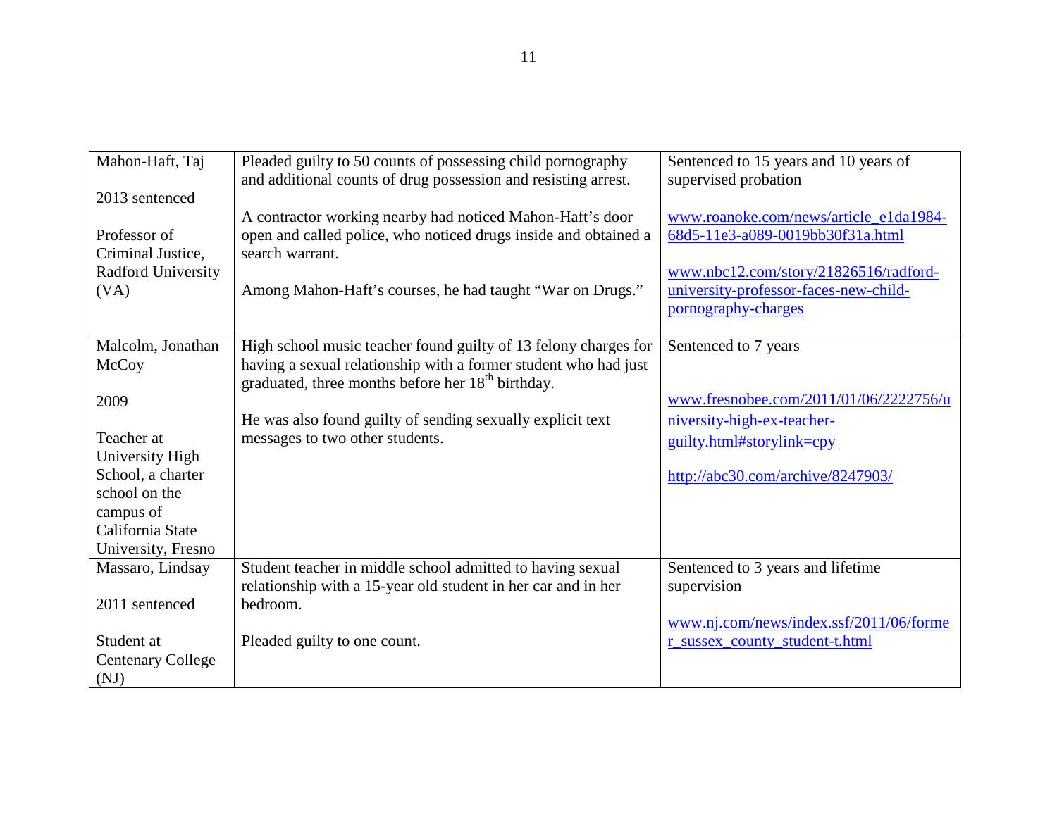| | | |
|---|---|---|
| Mahon-Haft, Taj<br><br>2013 sentenced<br><br>Professor of Criminal Justice, Radford University (VA) | Pleaded guilty to 50 counts of possessing child pornography and additional counts of drug possession and resisting arrest.<br><br>A contractor working nearby had noticed Mahon-Haft's door open and called police, who noticed drugs inside and obtained a search warrant.<br><br>Among Mahon-Haft's courses, he had taught "War on Drugs." | Sentenced to 15 years and 10 years of supervised probation<br><br>www.roanoke.com/news/article_e1da1984-68d5-11e3-a089-0019bb30f31a.html<br><br>www.nbc12.com/story/21826516/radford-university-professor-faces-new-child-pornography-charges |
| Malcolm, Jonathan McCoy<br><br>2009<br><br>Teacher at University High School, a charter school on the campus of California State University, Fresno | High school music teacher found guilty of 13 felony charges for having a sexual relationship with a former student who had just graduated, three months before her 18th birthday.<br><br>He was also found guilty of sending sexually explicit text messages to two other students. | Sentenced to 7 years<br><br>www.fresnobee.com/2011/01/06/2222756/university-high-ex-teacher-guilty.html#storylink=cpy<br><br>http://abc30.com/archive/8247903/ |
| Massaro, Lindsay<br><br>2011 sentenced<br><br>Student at Centenary College (NJ) | Student teacher in middle school admitted to having sexual relationship with a 15-year old student in her car and in her bedroom.<br><br>Pleaded guilty to one count. | Sentenced to 3 years and lifetime supervision<br><br>www.nj.com/news/index.ssf/2011/06/former_sussex_county_student-t.html |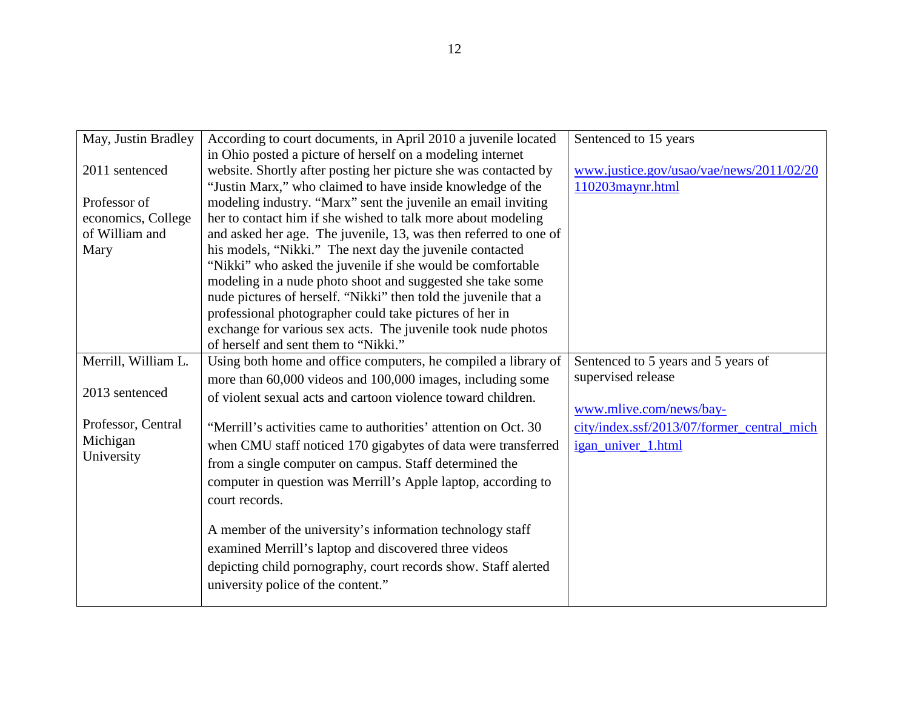| | | |
|---|---|---|
| May, Justin Bradley<br><br>2011 sentenced<br><br>Professor of economics, College of William and Mary | According to court documents, in April 2010 a juvenile located in Ohio posted a picture of herself on a modeling internet website. Shortly after posting her picture she was contacted by “Justin Marx,” who claimed to have inside knowledge of the modeling industry. “Marx” sent the juvenile an email inviting her to contact him if she wished to talk more about modeling and asked her age. The juvenile, 13, was then referred to one of his models, “Nikki.” The next day the juvenile contacted “Nikki” who asked the juvenile if she would be comfortable modeling in a nude photo shoot and suggested she take some nude pictures of herself. “Nikki” then told the juvenile that a professional photographer could take pictures of her in exchange for various sex acts. The juvenile took nude photos of herself and sent them to “Nikki.” | Sentenced to 15 years<br><br>www.justice.gov/usao/vae/news/2011/02/20110203maynr.html |
| Merrill, William L.<br><br>2013 sentenced<br><br>Professor, Central Michigan University | Using both home and office computers, he compiled a library of more than 60,000 videos and 100,000 images, including some of violent sexual acts and cartoon violence toward children.<br><br>“Merrill’s activities came to authorities’ attention on Oct. 30 when CMU staff noticed 170 gigabytes of data were transferred from a single computer on campus. Staff determined the computer in question was Merrill’s Apple laptop, according to court records.<br><br>A member of the university’s information technology staff examined Merrill’s laptop and discovered three videos depicting child pornography, court records show. Staff alerted university police of the content.” | Sentenced to 5 years and 5 years of supervised release<br><br>www.mlive.com/news/bay-city/index.ssf/2013/07/former_central_michigan_univer_1.html |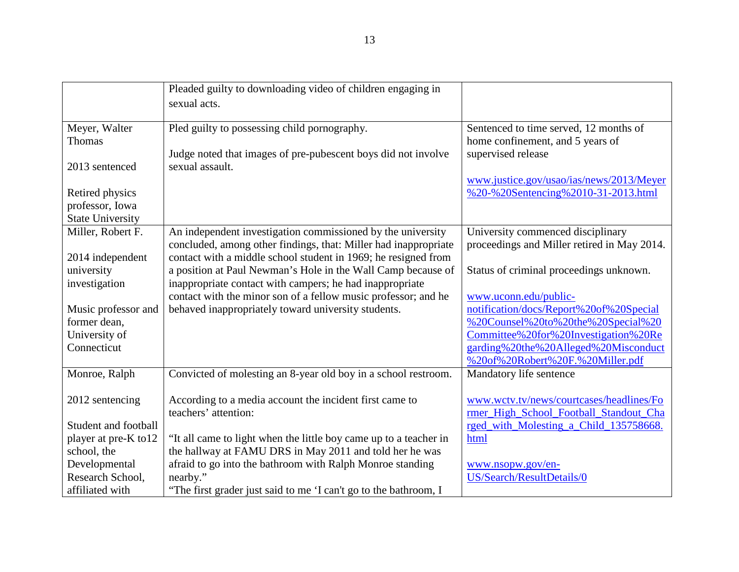| | | |
|---|---|---|
| | Pleaded guilty to downloading video of children engaging in sexual acts. | |
| Meyer, Walter Thomas<br><br>2013 sentenced<br><br>Retired physics professor, Iowa State University | Pled guilty to possessing child pornography.<br><br>Judge noted that images of pre-pubescent boys did not involve sexual assault. | Sentenced to time served, 12 months of home confinement, and 5 years of supervised release<br><br>www.justice.gov/usao/ias/news/2013/Meyer%20-%20Sentencing%2010-31-2013.html |
| Miller, Robert F.<br><br>2014 independent university investigation<br><br>Music professor and former dean, University of Connecticut | An independent investigation commissioned by the university concluded, among other findings, that: Miller had inappropriate contact with a middle school student in 1969; he resigned from a position at Paul Newman's Hole in the Wall Camp because of inappropriate contact with campers; he had inappropriate contact with the minor son of a fellow music professor; and he behaved inappropriately toward university students. | University commenced disciplinary proceedings and Miller retired in May 2014.<br><br>Status of criminal proceedings unknown.<br><br>www.uconn.edu/public-notification/docs/Report%20of%20Special%20Counsel%20to%20the%20Special%20Committee%20for%20Investigation%20Regarding%20the%20Alleged%20Misconduct%20of%20Robert%20F.%20Miller.pdf |
| Monroe, Ralph<br><br>2012 sentencing<br><br>Student and football player at pre-K to12 school, the Developmental Research School, affiliated with | Convicted of molesting an 8-year old boy in a school restroom.<br><br>According to a media account the incident first came to teachers' attention:<br><br>"It all came to light when the little boy came up to a teacher in the hallway at FAMU DRS in May 2011 and told her he was afraid to go into the bathroom with Ralph Monroe standing nearby."<br>"The first grader just said to me 'I can't go to the bathroom, I | Mandatory life sentence<br><br>www.wctv.tv/news/courtcases/headlines/Former_High_School_Football_Standout_Charged_with_Molesting_a_Child_135758668.html<br><br>www.nsopw.gov/en-US/Search/ResultDetails/0 |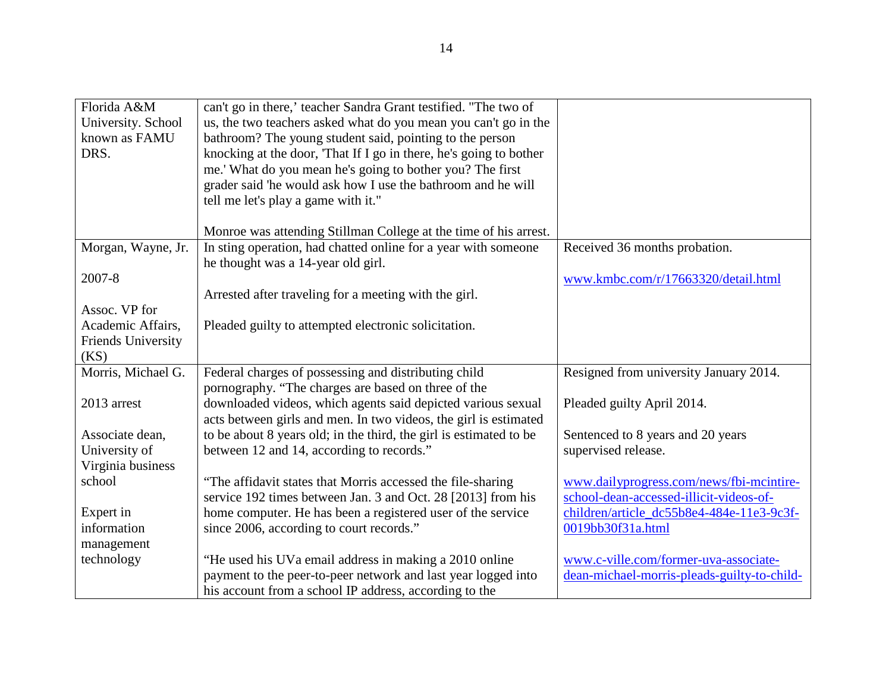| | | |
|---|---|---|
| Florida A&M University. School known as FAMU DRS. | can't go in there,' teacher Sandra Grant testified. "The two of us, the two teachers asked what do you mean you can't go in the bathroom? The young student said, pointing to the person knocking at the door, 'That If I go in there, he's going to bother me.' What do you mean he's going to bother you? The first grader said 'he would ask how I use the bathroom and he will tell me let's play a game with it."<br><br>Monroe was attending Stillman College at the time of his arrest. | |
| Morgan, Wayne, Jr.<br><br>2007-8<br><br>Assoc. VP for Academic Affairs, Friends University (KS) | In sting operation, had chatted online for a year with someone he thought was a 14-year old girl.<br><br>Arrested after traveling for a meeting with the girl.<br><br>Pleaded guilty to attempted electronic solicitation. | Received 36 months probation.<br><br>www.kmbc.com/r/17663320/detail.html |
| Morris, Michael G.<br><br>2013 arrest<br><br>Associate dean, University of Virginia business school<br><br>Expert in information management technology | Federal charges of possessing and distributing child pornography. "The charges are based on three of the downloaded videos, which agents said depicted various sexual acts between girls and men. In two videos, the girl is estimated to be about 8 years old; in the third, the girl is estimated to be between 12 and 14, according to records."<br><br>"The affidavit states that Morris accessed the file-sharing service 192 times between Jan. 3 and Oct. 28 [2013] from his home computer. He has been a registered user of the service since 2006, according to court records."<br><br>"He used his UVa email address in making a 2010 online payment to the peer-to-peer network and last year logged into his account from a school IP address, according to the | Resigned from university January 2014.<br><br>Pleaded guilty April 2014.<br><br>Sentenced to 8 years and 20 years supervised release.<br><br>www.dailyprogress.com/news/fbi-mcintire-school-dean-accessed-illicit-videos-of-children/article_dc55b8e4-484e-11e3-9c3f-0019bb30f31a.html<br><br>www.c-ville.com/former-uva-associate-dean-michael-morris-pleads-guilty-to-child- |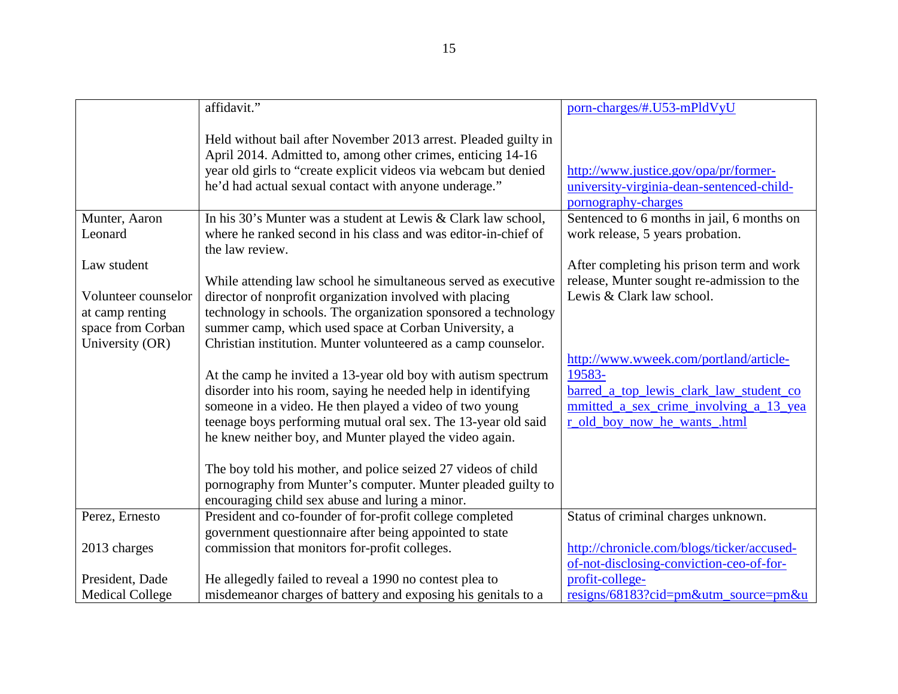| | | |
|---|---|---|
| | affidavit."<br><br>Held without bail after November 2013 arrest. Pleaded guilty in April 2014. Admitted to, among other crimes, enticing 14-16 year old girls to "create explicit videos via webcam but denied he'd had actual sexual contact with anyone underage." | porn-charges/#.U53-mPldVyU<br><br>http://www.justice.gov/opa/pr/former-university-virginia-dean-sentenced-child-pornography-charges |
| Munter, Aaron Leonard<br><br>Law student<br><br>Volunteer counselor at camp renting space from Corban University (OR) | In his 30's Munter was a student at Lewis & Clark law school, where he ranked second in his class and was editor-in-chief of the law review.<br><br>While attending law school he simultaneous served as executive director of nonprofit organization involved with placing technology in schools. The organization sponsored a technology summer camp, which used space at Corban University, a Christian institution. Munter volunteered as a camp counselor.<br><br>At the camp he invited a 13-year old boy with autism spectrum disorder into his room, saying he needed help in identifying someone in a video. He then played a video of two young teenage boys performing mutual oral sex. The 13-year old said he knew neither boy, and Munter played the video again.<br><br>The boy told his mother, and police seized 27 videos of child pornography from Munter's computer. Munter pleaded guilty to encouraging child sex abuse and luring a minor. | Sentenced to 6 months in jail, 6 months on work release, 5 years probation.<br><br>After completing his prison term and work release, Munter sought re-admission to the Lewis & Clark law school.<br><br>http://www.wweek.com/portland/article-19583-barred_a_top_lewis_clark_law_student_committed_a_sex_crime_involving_a_13_year_old_boy_now_he_wants_.html |
| Perez, Ernesto<br><br>2013 charges<br><br>President, Dade Medical College | President and co-founder of for-profit college completed government questionnaire after being appointed to state commission that monitors for-profit colleges.<br><br>He allegedly failed to reveal a 1990 no contest plea to misdemeanor charges of battery and exposing his genitals to a | Status of criminal charges unknown.<br><br>http://chronicle.com/blogs/ticker/accused-of-not-disclosing-conviction-ceo-of-for-profit-college-resigns/68183?cid=pm&utm_source=pm&u |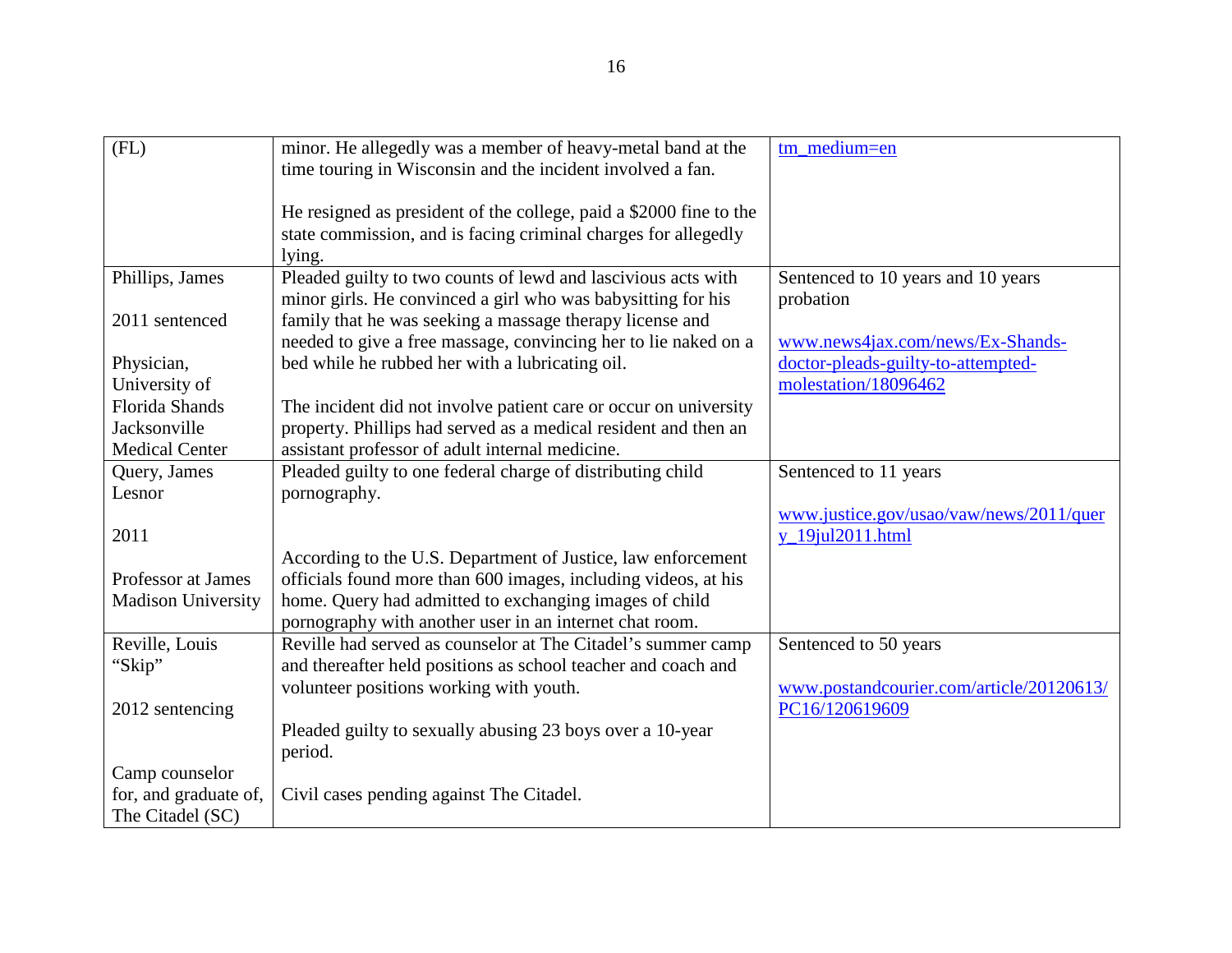| (FL) | minor. He allegedly was a member of heavy-metal band at the time touring in Wisconsin and the incident involved a fan.<br><br>He resigned as president of the college, paid a $2000 fine to the state commission, and is facing criminal charges for allegedly lying. | tm_medium=en |
|---|---|---|
| Phillips, James<br><br>2011 sentenced<br><br>Physician, University of Florida Shands Jacksonville Medical Center | Pleaded guilty to two counts of lewd and lascivious acts with minor girls. He convinced a girl who was babysitting for his family that he was seeking a massage therapy license and needed to give a free massage, convincing her to lie naked on a bed while he rubbed her with a lubricating oil.<br><br>The incident did not involve patient care or occur on university property. Phillips had served as a medical resident and then an assistant professor of adult internal medicine. | Sentenced to 10 years and 10 years probation<br><br>www.news4jax.com/news/Ex-Shands-doctor-pleads-guilty-to-attempted-molestation/18096462 |
| Query, James Lesnor<br><br>2011<br><br>Professor at James Madison University | Pleaded guilty to one federal charge of distributing child pornography.<br><br>According to the U.S. Department of Justice, law enforcement officials found more than 600 images, including videos, at his home. Query had admitted to exchanging images of child pornography with another user in an internet chat room. | Sentenced to 11 years<br><br>www.justice.gov/usao/vaw/news/2011/query_19jul2011.html |
| Reville, Louis "Skip"<br><br>2012 sentencing<br><br>Camp counselor for, and graduate of, The Citadel (SC) | Reville had served as counselor at The Citadel's summer camp and thereafter held positions as school teacher and coach and volunteer positions working with youth.<br><br>Pleaded guilty to sexually abusing 23 boys over a 10-year period.<br><br>Civil cases pending against The Citadel. | Sentenced to 50 years<br><br>www.postandcourier.com/article/20120613/PC16/120619609 |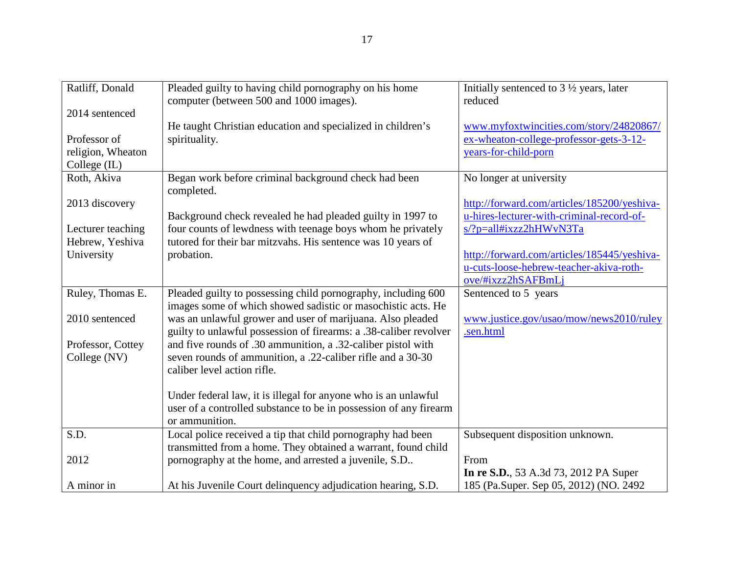| | | |
|---|---|---|
| Ratliff, Donald<br><br>2014 sentenced<br><br>Professor of religion, Wheaton College (IL) | Pleaded guilty to having child pornography on his home computer (between 500 and 1000 images).<br><br>He taught Christian education and specialized in children's spirituality. | Initially sentenced to 3 ½ years, later reduced<br><br>www.myfoxtwincities.com/story/24820867/ex-wheaton-college-professor-gets-3-12-years-for-child-porn |
| Roth, Akiva<br><br>2013 discovery<br><br>Lecturer teaching Hebrew, Yeshiva University | Began work before criminal background check had been completed.<br><br>Background check revealed he had pleaded guilty in 1997 to four counts of lewdness with teenage boys whom he privately tutored for their bar mitzvahs. His sentence was 10 years of probation. | No longer at university<br><br>http://forward.com/articles/185200/yeshiva-u-hires-lecturer-with-criminal-record-of-s/?p=all#ixzz2hHWvN3Ta<br><br>http://forward.com/articles/185445/yeshiva-u-cuts-loose-hebrew-teacher-akiva-roth-ove/#ixzz2hSAFBmLj |
| Ruley, Thomas E.<br><br>2010 sentenced<br><br>Professor, Cottey College (NV) | Pleaded guilty to possessing child pornography, including 600 images some of which showed sadistic or masochistic acts. He was an unlawful grower and user of marijuana. Also pleaded guilty to unlawful possession of firearms: a .38-caliber revolver and five rounds of .30 ammunition, a .32-caliber pistol with seven rounds of ammunition, a .22-caliber rifle and a 30-30 caliber level action rifle.<br><br>Under federal law, it is illegal for anyone who is an unlawful user of a controlled substance to be in possession of any firearm or ammunition. | Sentenced to 5 years<br><br>www.justice.gov/usao/mow/news2010/ruley.sen.html |
| S.D.<br><br>2012<br><br>A minor in | Local police received a tip that child pornography had been transmitted from a home. They obtained a warrant, found child pornography at the home, and arrested a juvenile, S.D..<br><br>At his Juvenile Court delinquency adjudication hearing, S.D. | Subsequent disposition unknown.<br><br>From<br>**In re S.D.**, 53 A.3d 73, 2012 PA Super 185 (Pa.Super. Sep 05, 2012) (NO. 2492 |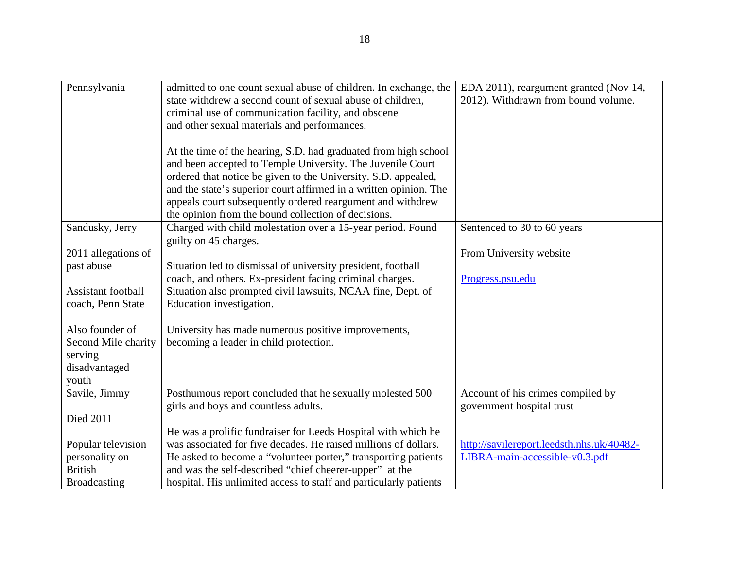| | | |
|---|---|---|
| Pennsylvania | admitted to one count sexual abuse of children. In exchange, the state withdrew a second count of sexual abuse of children, criminal use of communication facility, and obscene and other sexual materials and performances.<br><br>At the time of the hearing, S.D. had graduated from high school and been accepted to Temple University. The Juvenile Court ordered that notice be given to the University. S.D. appealed, and the state's superior court affirmed in a written opinion. The appeals court subsequently ordered reargument and withdrew the opinion from the bound collection of decisions. | EDA 2011), reargument granted (Nov 14, 2012). Withdrawn from bound volume. |
| Sandusky, Jerry<br><br>2011 allegations of past abuse<br><br>Assistant football coach, Penn State<br><br>Also founder of Second Mile charity serving disadvantaged youth | Charged with child molestation over a 15-year period. Found guilty on 45 charges.<br><br>Situation led to dismissal of university president, football coach, and others. Ex-president facing criminal charges. Situation also prompted civil lawsuits, NCAA fine, Dept. of Education investigation.<br><br>University has made numerous positive improvements, becoming a leader in child protection. | Sentenced to 30 to 60 years<br><br>From University website<br><br>[Progress.psu.edu](Progress.psu.edu) |
| Savile, Jimmy<br><br>Died 2011<br><br>Popular television personality on British Broadcasting | Posthumous report concluded that he sexually molested 500 girls and boys and countless adults.<br><br>He was a prolific fundraiser for Leeds Hospital with which he was associated for five decades. He raised millions of dollars. He asked to become a "volunteer porter," transporting patients and was the self-described "chief cheerer-upper" at the hospital. His unlimited access to staff and particularly patients | Account of his crimes compiled by government hospital trust<br><br>[http://savilereport.leedsth.nhs.uk/40482-LIBRA-main-accessible-v0.3.pdf](http://savilereport.leedsth.nhs.uk/40482-LIBRA-main-accessible-v0.3.pdf) |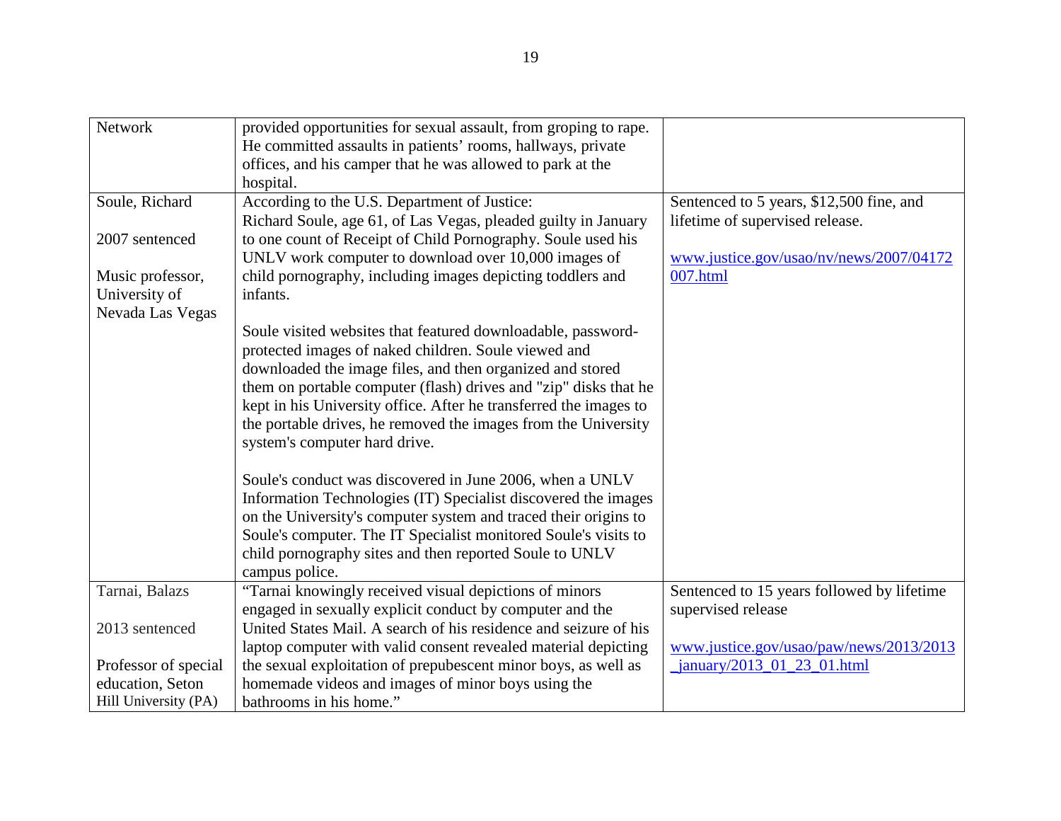| | | |
|---|---|---|
| Network | provided opportunities for sexual assault, from groping to rape. He committed assaults in patients' rooms, hallways, private offices, and his camper that he was allowed to park at the hospital. | |
| Soule, Richard<br><br>2007 sentenced<br><br>Music professor, University of Nevada Las Vegas | According to the U.S. Department of Justice:<br>Richard Soule, age 61, of Las Vegas, pleaded guilty in January to one count of Receipt of Child Pornography. Soule used his UNLV work computer to download over 10,000 images of child pornography, including images depicting toddlers and infants.<br><br>Soule visited websites that featured downloadable, password-protected images of naked children. Soule viewed and downloaded the image files, and then organized and stored them on portable computer (flash) drives and "zip" disks that he kept in his University office. After he transferred the images to the portable drives, he removed the images from the University system's computer hard drive.<br><br>Soule's conduct was discovered in June 2006, when a UNLV Information Technologies (IT) Specialist discovered the images on the University's computer system and traced their origins to Soule's computer. The IT Specialist monitored Soule's visits to child pornography sites and then reported Soule to UNLV campus police. | Sentenced to 5 years, $12,500 fine, and lifetime of supervised release.<br><br>www.justice.gov/usao/nv/news/2007/04172007.html |
| Tarnai, Balazs<br><br>2013 sentenced<br><br>Professor of special education, Seton Hill University (PA) | "Tarnai knowingly received visual depictions of minors engaged in sexually explicit conduct by computer and the United States Mail. A search of his residence and seizure of his laptop computer with valid consent revealed material depicting the sexual exploitation of prepubescent minor boys, as well as homemade videos and images of minor boys using the bathrooms in his home." | Sentenced to 15 years followed by lifetime supervised release<br><br>www.justice.gov/usao/paw/news/2013/2013_january/2013_01_23_01.html |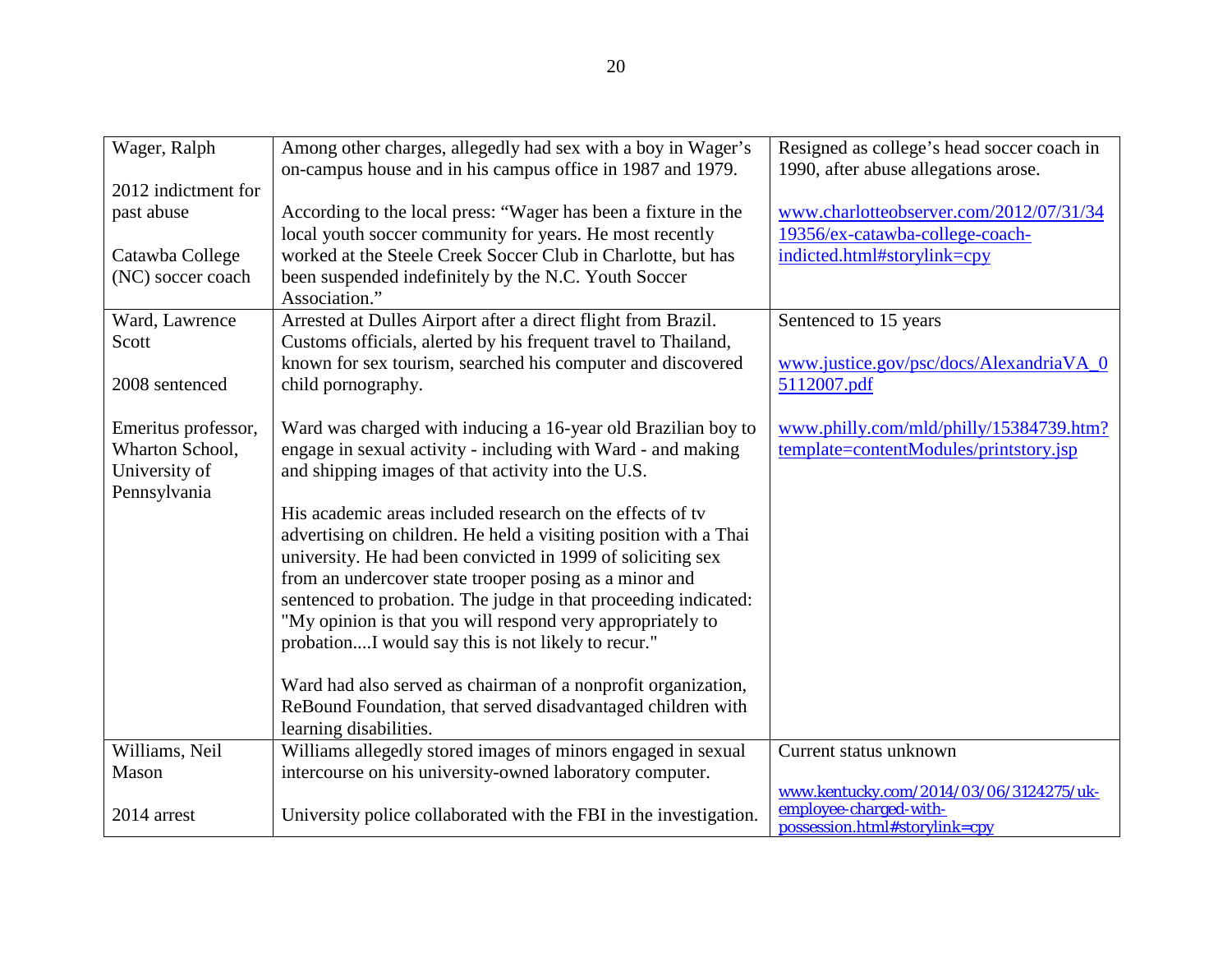| | | |
|---|---|---|
| Wager, Ralph<br><br>2012 indictment for past abuse<br><br>Catawba College (NC) soccer coach | Among other charges, allegedly had sex with a boy in Wager's on-campus house and in his campus office in 1987 and 1979.<br><br>According to the local press: "Wager has been a fixture in the local youth soccer community for years. He most recently worked at the Steele Creek Soccer Club in Charlotte, but has been suspended indefinitely by the N.C. Youth Soccer Association." | Resigned as college's head soccer coach in 1990, after abuse allegations arose.<br><br>www.charlotteobserver.com/2012/07/31/3419356/ex-catawba-college-coach-indicted.html#storylink=cpy |
| Ward, Lawrence Scott<br><br>2008 sentenced<br><br>Emeritus professor, Wharton School, University of Pennsylvania | Arrested at Dulles Airport after a direct flight from Brazil. Customs officials, alerted by his frequent travel to Thailand, known for sex tourism, searched his computer and discovered child pornography.<br><br>Ward was charged with inducing a 16-year old Brazilian boy to engage in sexual activity - including with Ward - and making and shipping images of that activity into the U.S.<br><br>His academic areas included research on the effects of tv advertising on children. He held a visiting position with a Thai university. He had been convicted in 1999 of soliciting sex from an undercover state trooper posing as a minor and sentenced to probation. The judge in that proceeding indicated: "My opinion is that you will respond very appropriately to probation....I would say this is not likely to recur."<br><br>Ward had also served as chairman of a nonprofit organization, ReBound Foundation, that served disadvantaged children with learning disabilities. | Sentenced to 15 years<br><br>www.justice.gov/psc/docs/AlexandriaVA_05112007.pdf<br><br>www.philly.com/mld/philly/15384739.htm?template=contentModules/printstory.jsp |
| Williams, Neil Mason<br><br>2014 arrest | Williams allegedly stored images of minors engaged in sexual intercourse on his university-owned laboratory computer.<br><br>University police collaborated with the FBI in the investigation. | Current status unknown<br><br>www.kentucky.com/2014/03/06/3124275/uk-employee-charged-with-possession.html#storylink=cpy |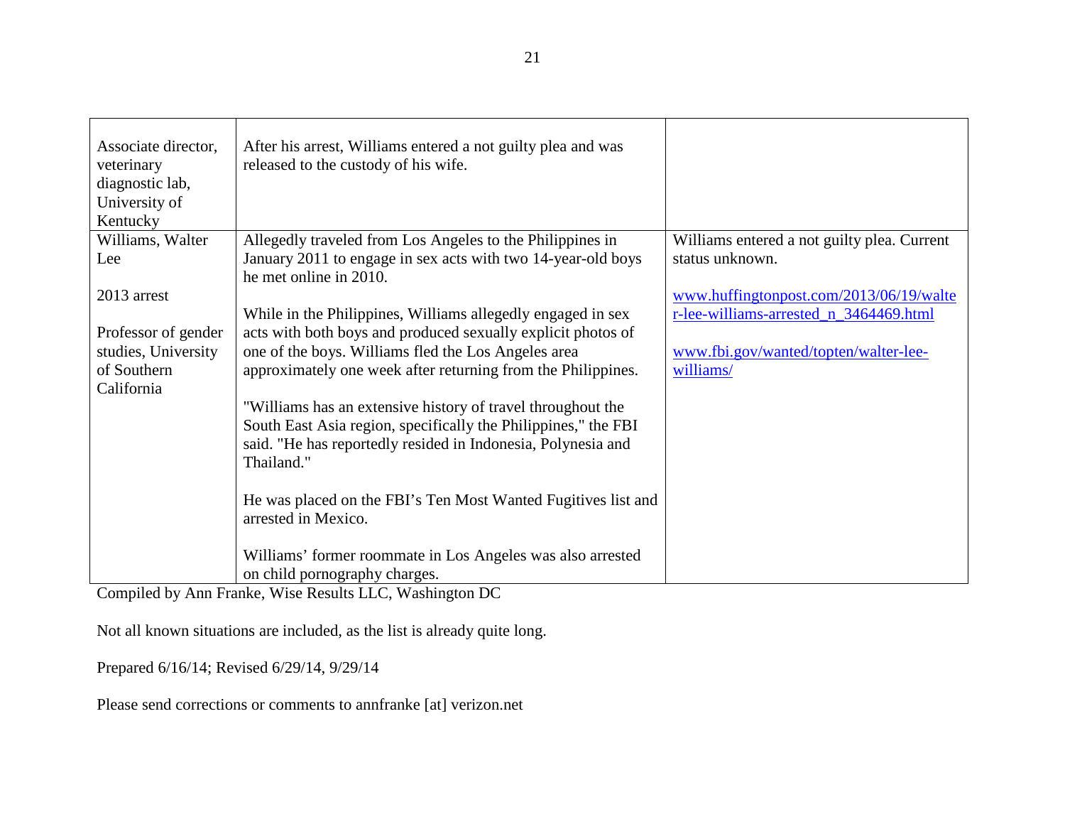| | | |
|---|---|---|
| Associate director, veterinary diagnostic lab, University of Kentucky | After his arrest, Williams entered a not guilty plea and was released to the custody of his wife. | |
| Williams, Walter Lee<br><br>2013 arrest<br><br>Professor of gender studies, University of Southern California | Allegedly traveled from Los Angeles to the Philippines in January 2011 to engage in sex acts with two 14-year-old boys he met online in 2010.<br><br>While in the Philippines, Williams allegedly engaged in sex acts with both boys and produced sexually explicit photos of one of the boys. Williams fled the Los Angeles area approximately one week after returning from the Philippines.<br><br>"Williams has an extensive history of travel throughout the South East Asia region, specifically the Philippines," the FBI said. "He has reportedly resided in Indonesia, Polynesia and Thailand."<br><br>He was placed on the FBI's Ten Most Wanted Fugitives list and arrested in Mexico.<br><br>Williams' former roommate in Los Angeles was also arrested on child pornography charges. | Williams entered a not guilty plea. Current status unknown.<br><br>www.huffingtonpost.com/2013/06/19/walter-lee-williams-arrested_n_3464469.html<br><br>www.fbi.gov/wanted/topten/walter-lee-williams/ |

Compiled by Ann Franke, Wise Results LLC, Washington DC

Not all known situations are included, as the list is already quite long.

Prepared 6/16/14; Revised 6/29/14, 9/29/14

Please send corrections or comments to annfranke [at] verizon.net